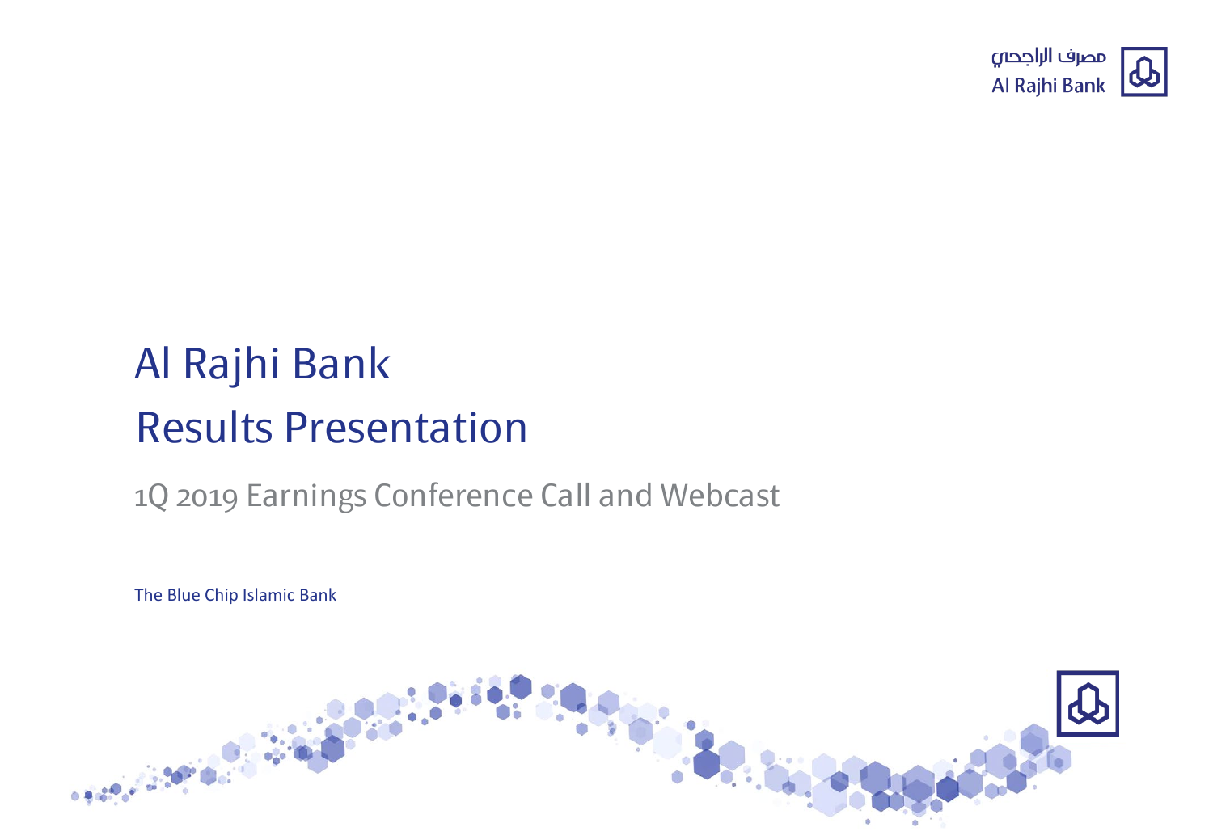مصرف الراجحي
Al Rajhi Bank

# Al Rajhi Bank
# Results Presentation

## 1Q 2019 Earnings Conference Call and Webcast

The Blue Chip Islamic Bank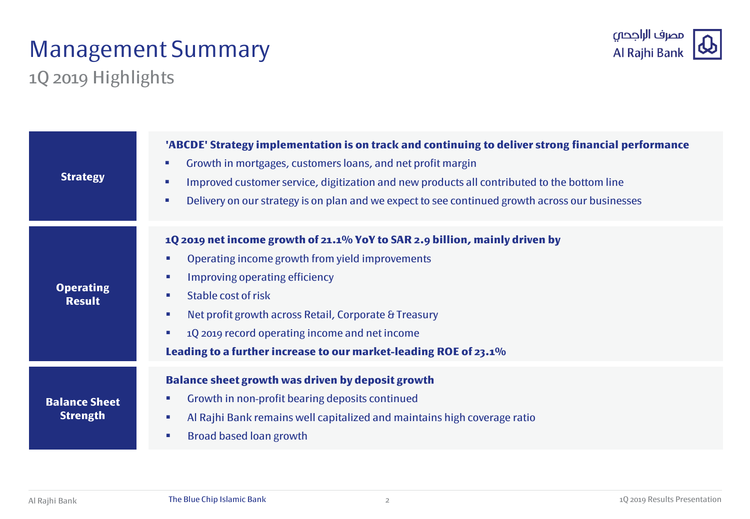# Management Summary

## 1Q 2019 Highlights

### Strategy

**'ABCDE' Strategy implementation is on track and continuing to deliver strong financial performance**

- Growth in mortgages, customers loans, and net profit margin
- Improved customer service, digitization and new products all contributed to the bottom line
- Delivery on our strategy is on plan and we expect to see continued growth across our businesses

### Operating Result

**1Q 2019 net income growth of 21.1% YoY to SAR 2.9 billion, mainly driven by**

- Operating income growth from yield improvements
- Improving operating efficiency
- Stable cost of risk
- Net profit growth across Retail, Corporate & Treasury
- 1Q 2019 record operating income and net income

**Leading to a further increase to our market-leading ROE of 23.1%**

### Balance Sheet Strength

**Balance sheet growth was driven by deposit growth**

- Growth in non-profit bearing deposits continued
- Al Rajhi Bank remains well capitalized and maintains high coverage ratio
- Broad based loan growth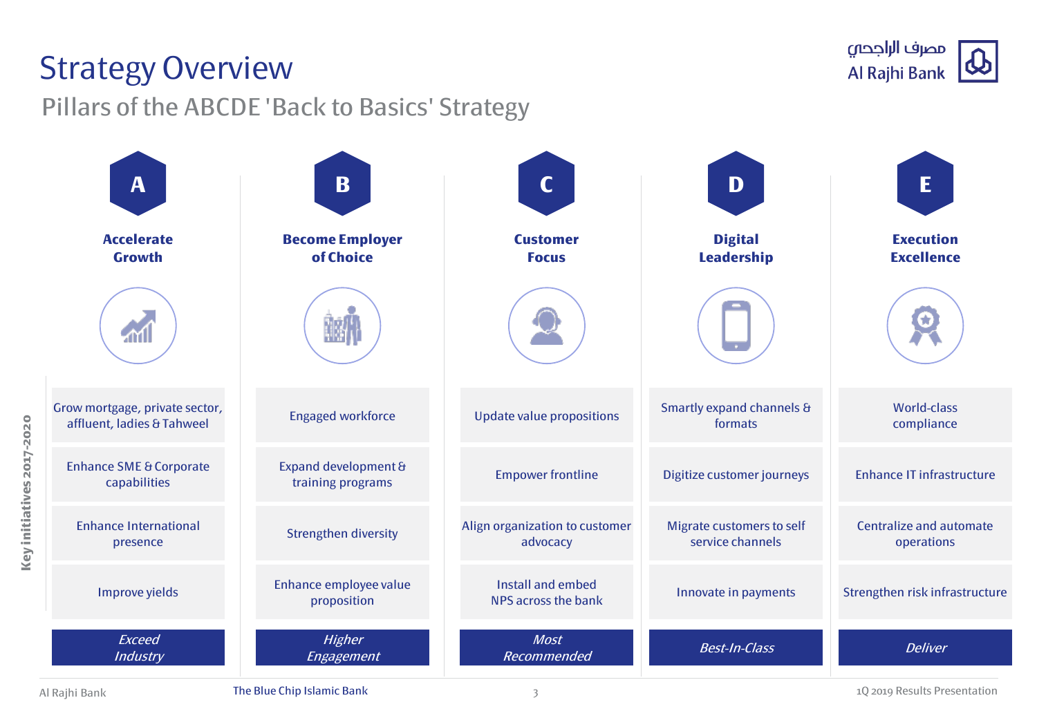# Strategy Overview

## Pillars of the ABCDE 'Back to Basics' Strategy

| | A | B | C | D | E |
|---|---|---|---|---|---|
| | **Accelerate Growth** | **Become Employer of Choice** | **Customer Focus** | **Digital Leadership** | **Execution Excellence** |
| **Key initiatives 2017-2020** | Grow mortgage, private sector, affluent, ladies & Tahweel | Engaged workforce | Update value propositions | Smartly expand channels & formats | World-class compliance |
| | Enhance SME & Corporate capabilities | Expand development & training programs | Empower frontline | Digitize customer journeys | Enhance IT infrastructure |
| | Enhance International presence | Strengthen diversity | Align organization to customer advocacy | Migrate customers to self service channels | Centralize and automate operations |
| | Improve yields | Enhance employee value proposition | Install and embed NPS across the bank | Innovate in payments | Strengthen risk infrastructure |
| | *Exceed Industry* | *Higher Engagement* | *Most Recommended* | *Best-In-Class* | *Deliver* |

The Blue Chip Islamic Bank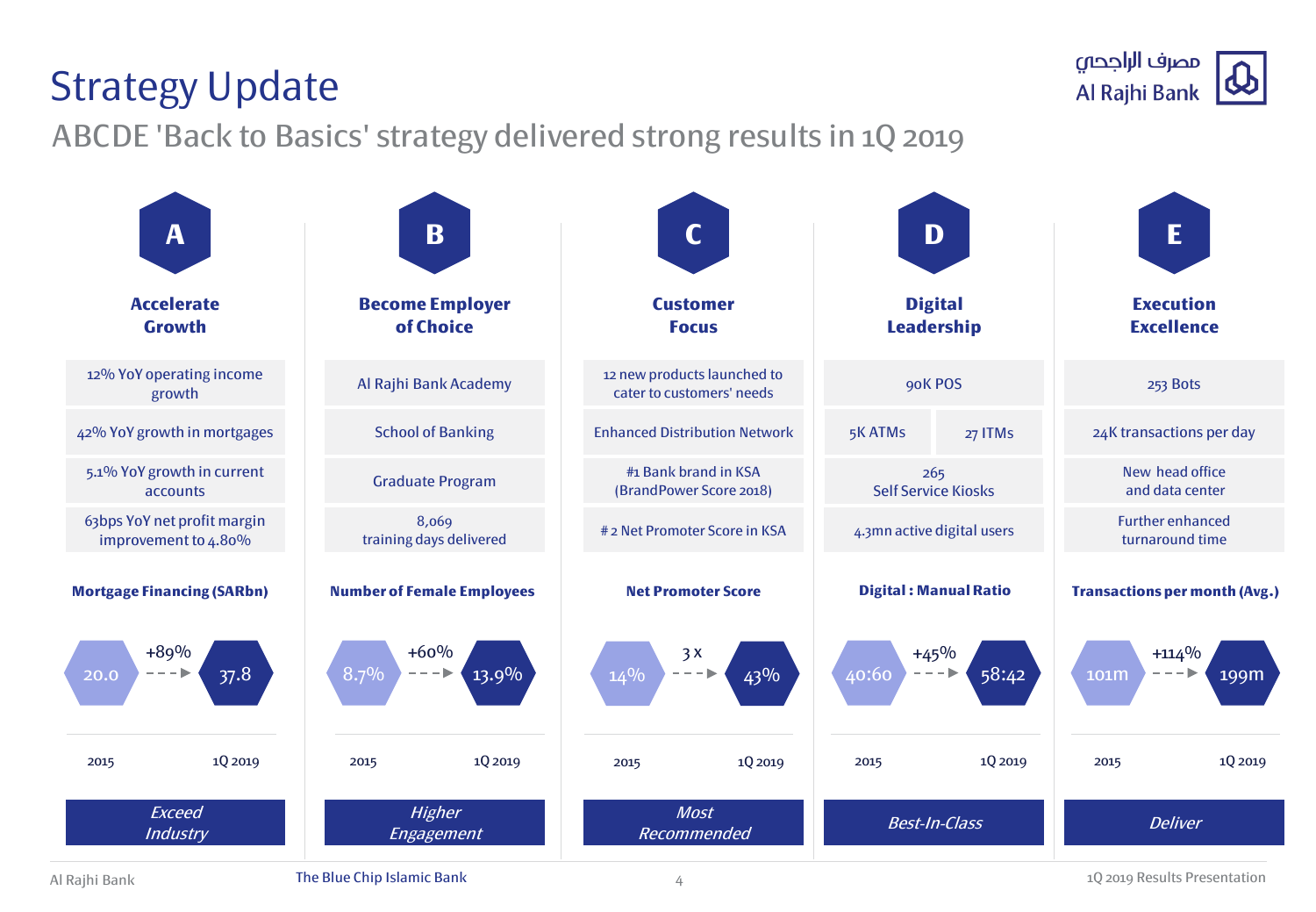# Strategy Update

## ABCDE 'Back to Basics' strategy delivered strong results in 1Q 2019

### A — Accelerate Growth

- 12% YoY operating income growth
- 42% YoY growth in mortgages
- 5.1% YoY growth in current accounts
- 63bps YoY net profit margin improvement to 4.80%

**Mortgage Financing (SARbn)**

| 2015 | | 1Q 2019 |
|---|---|---|
| 20.0 | +89% | 37.8 |

*Exceed Industry*

### B — Become Employer of Choice

- Al Rajhi Bank Academy
- School of Banking
- Graduate Program
- 8,069 training days delivered

**Number of Female Employees**

| 2015 | | 1Q 2019 |
|---|---|---|
| 8.7% | +60% | 13.9% |

*Higher Engagement*

### C — Customer Focus

- 12 new products launched to cater to customers' needs
- Enhanced Distribution Network
- #1 Bank brand in KSA (BrandPower Score 2018)
- # 2 Net Promoter Score in KSA

**Net Promoter Score**

| 2015 | | 1Q 2019 |
|---|---|---|
| 14% | 3 x | 43% |

*Most Recommended*

### D — Digital Leadership

- 90K POS
- 5K ATMs
- 27 ITMs
- 265 Self Service Kiosks
- 4.3mn active digital users

**Digital : Manual Ratio**

| 2015 | | 1Q 2019 |
|---|---|---|
| 40:60 | +45% | 58:42 |

*Best-In-Class*

### E — Execution Excellence

- 253 Bots
- 24K transactions per day
- New head office and data center
- Further enhanced turnaround time

**Transactions per month (Avg.)**

| 2015 | | 1Q 2019 |
|---|---|---|
| 101m | +114% | 199m |

*Deliver*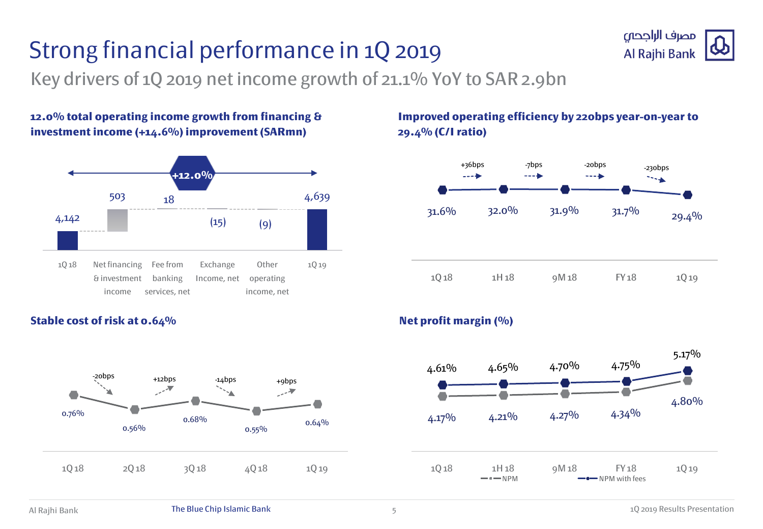# Strong financial performance in 1Q 2019

## Key drivers of 1Q 2019 net income growth of 21.1% YoY to SAR 2.9bn

### 12.0% total operating income growth from financing & investment income (+14.6%) improvement (SARmn)

+12.0%

| 1Q 18 | Net financing & investment income | Fee from banking services, net | Exchange Income, net | Other operating income, net | 1Q 19 |
|---|---|---|---|---|---|
| 4,142 | 503 | 18 | (15) | (9) | 4,639 |

### Improved operating efficiency by 220bps year-on-year to 29.4% (C/I ratio)

| 1Q 18 | 1H 18 | 9M 18 | FY 18 | 1Q 19 |
|---|---|---|---|---|
| 31.6% | 32.0% | 31.9% | 31.7% | 29.4% |

Changes: +36bps, -7bps, -20bps, -230bps

### Stable cost of risk at 0.64%

| 1Q 18 | 2Q 18 | 3Q 18 | 4Q 18 | 1Q 19 |
|---|---|---|---|---|
| 0.76% | 0.56% | 0.68% | 0.55% | 0.64% |

Changes: -20bps, +12bps, -14bps, +9bps

### Net profit margin (%)

| | 1Q 18 | 1H 18 | 9M 18 | FY 18 | 1Q 19 |
|---|---|---|---|---|---|
| NPM with fees | 4.61% | 4.65% | 4.70% | 4.75% | 5.17% |
| NPM | 4.17% | 4.21% | 4.27% | 4.34% | 4.80% |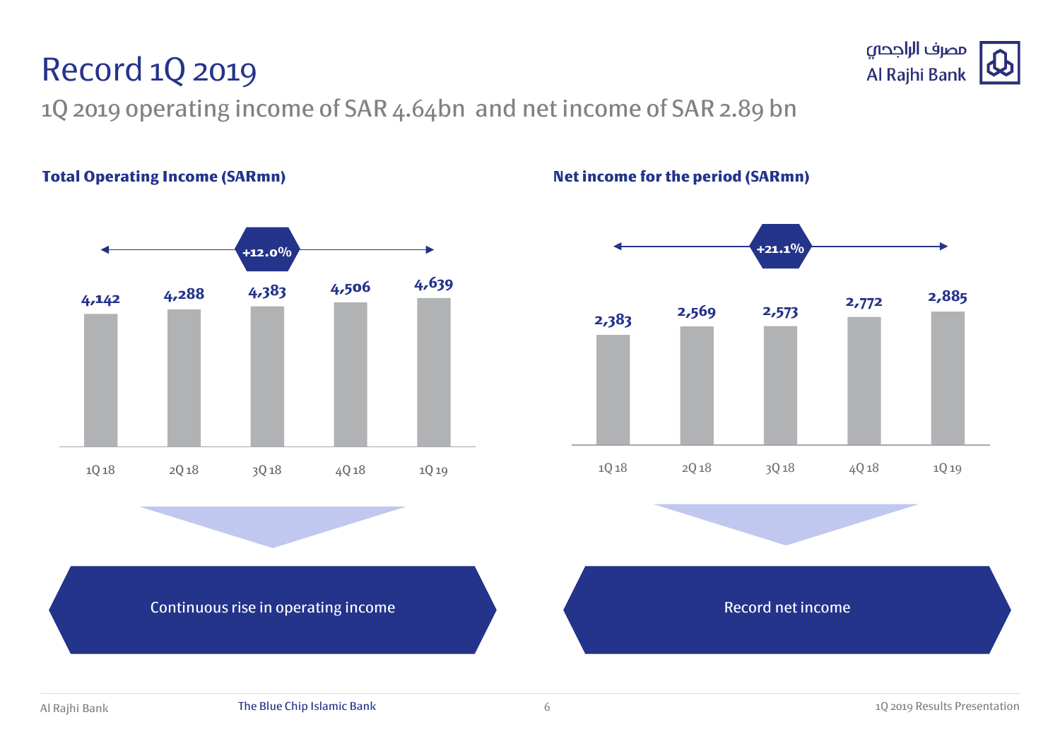# Record 1Q 2019

1Q 2019 operating income of SAR 4.64bn and net income of SAR 2.89 bn

**Total Operating Income (SARmn)**

+12.0%

| 1Q 18 | 2Q 18 | 3Q 18 | 4Q 18 | 1Q 19 |
|---|---|---|---|---|
| 4,142 | 4,288 | 4,383 | 4,506 | 4,639 |

Continuous rise in operating income

**Net income for the period (SARmn)**

+21.1%

| 1Q 18 | 2Q 18 | 3Q 18 | 4Q 18 | 1Q 19 |
|---|---|---|---|---|
| 2,383 | 2,569 | 2,573 | 2,772 | 2,885 |

Record net income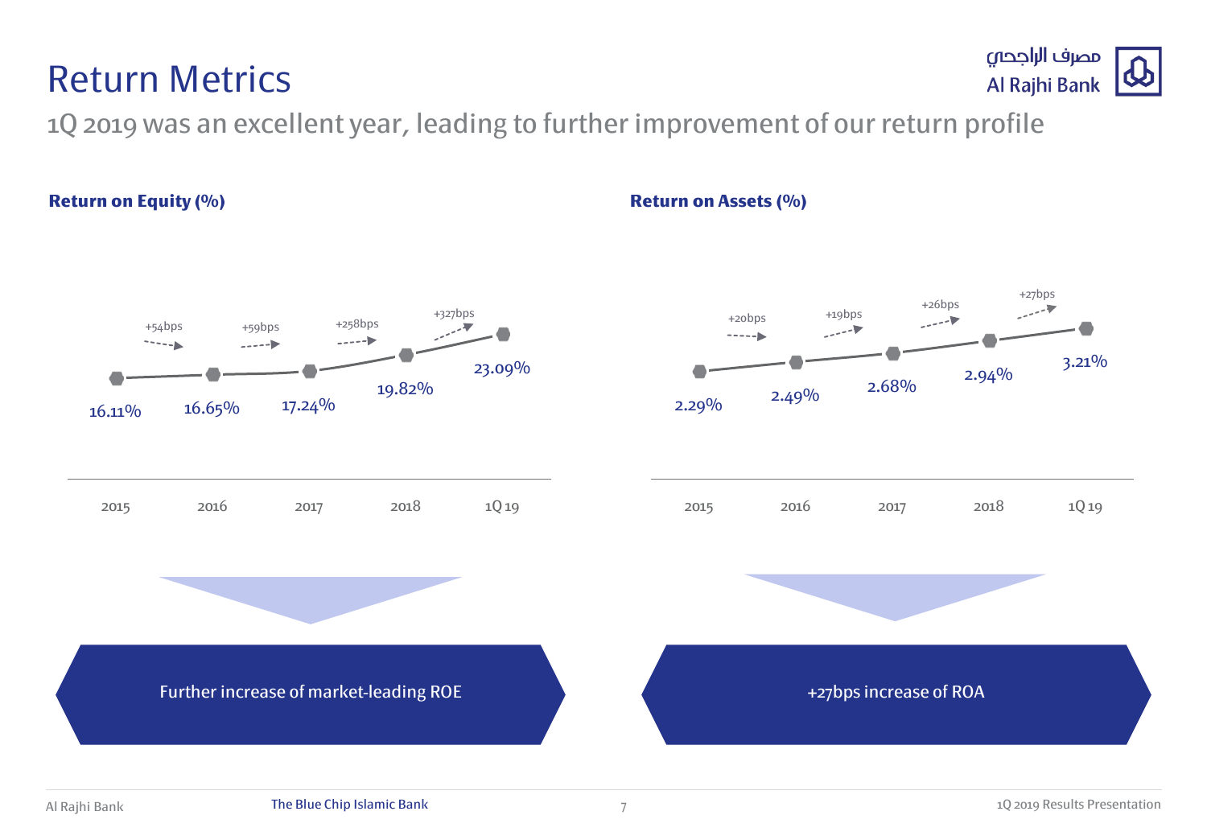# Return Metrics

1Q 2019 was an excellent year, leading to further improvement of our return profile

**Return on Equity (%)**

| 2015 | 2016 | 2017 | 2018 | 1Q 19 |
|---|---|---|---|---|
| 16.11% | 16.65% | 17.24% | 19.82% | 23.09% |

Changes: +54bps, +59bps, +258bps, +327bps

**Return on Assets (%)**

| 2015 | 2016 | 2017 | 2018 | 1Q 19 |
|---|---|---|---|---|
| 2.29% | 2.49% | 2.68% | 2.94% | 3.21% |

Changes: +20bps, +19bps, +26bps, +27bps

Further increase of market-leading ROE

+27bps increase of ROA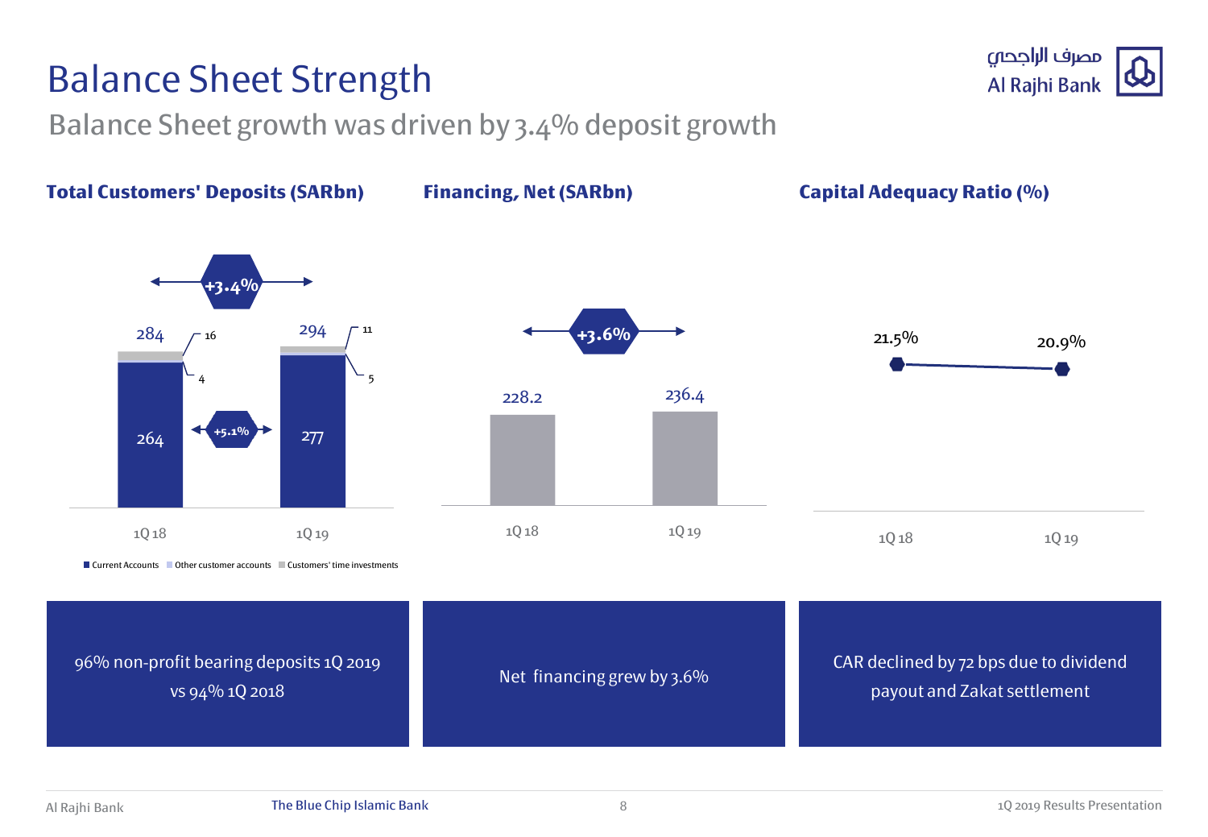# Balance Sheet Strength

## Balance Sheet growth was driven by 3.4% deposit growth

### Total Customers' Deposits (SARbn)

| | 1Q 18 | 1Q 19 |
|---|---|---|
| Current Accounts | 264 | 277 |
| Other customer accounts | 4 | 5 |
| Customers' time investments | 16 | 11 |
| Total | 284 | 294 |

+3.4% (total); +5.1% (current accounts)

96% non-profit bearing deposits 1Q 2019 vs 94% 1Q 2018

### Financing, Net (SARbn)

| 1Q 18 | 1Q 19 |
|---|---|
| 228.2 | 236.4 |

+3.6%

Net financing grew by 3.6%

### Capital Adequacy Ratio (%)

| 1Q 18 | 1Q 19 |
|---|---|
| 21.5% | 20.9% |

CAR declined by 72 bps due to dividend payout and Zakat settlement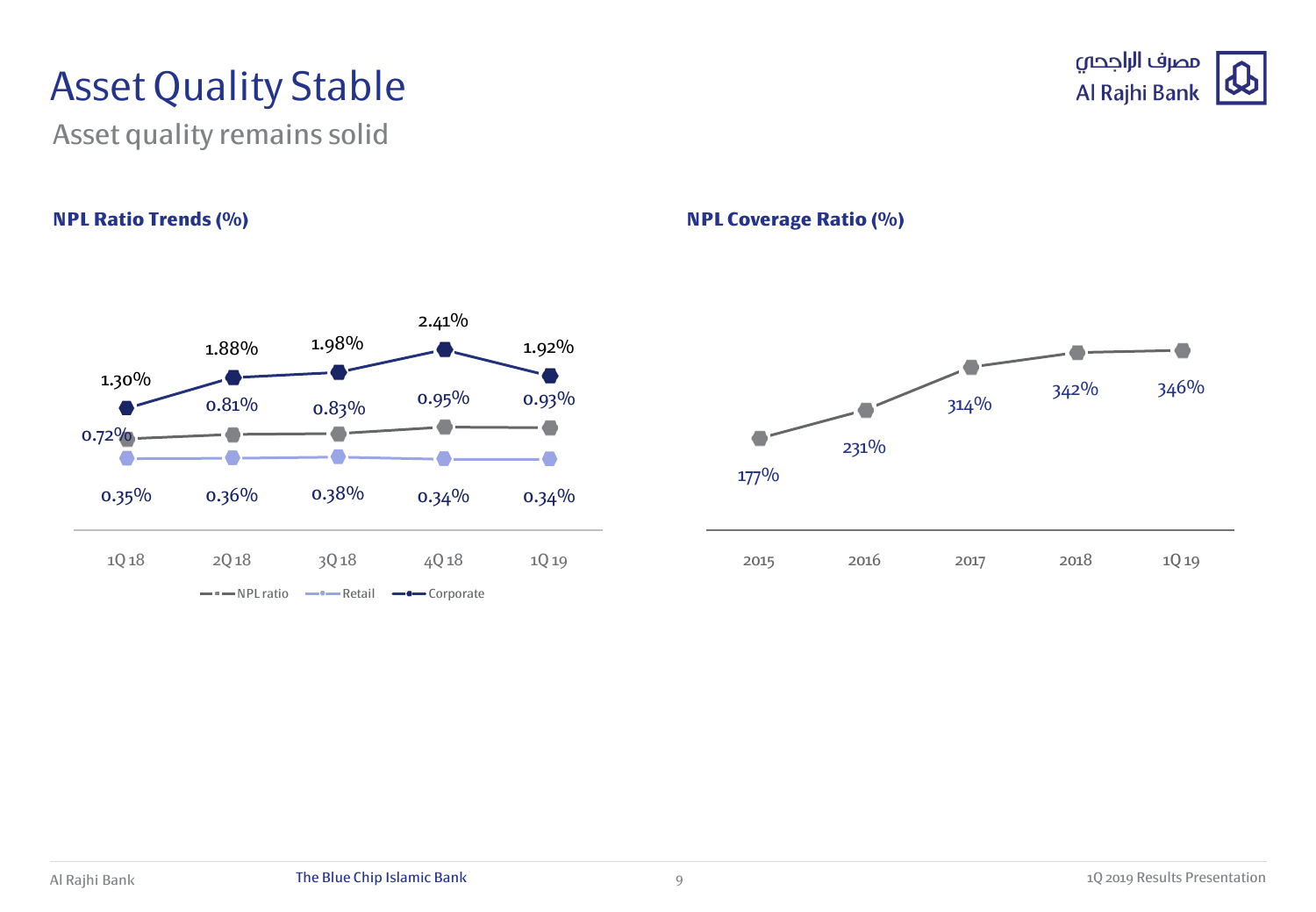# Asset Quality Stable

Asset quality remains solid

### NPL Ratio Trends (%)

| | 1Q 18 | 2Q 18 | 3Q 18 | 4Q 18 | 1Q 19 |
|---|---|---|---|---|---|
| NPL ratio | 0.72% | 0.81% | 0.83% | 0.95% | 0.93% |
| Retail | 0.35% | 0.36% | 0.38% | 0.34% | 0.34% |
| Corporate | 1.30% | 1.88% | 1.98% | 2.41% | 1.92% |

### NPL Coverage Ratio (%)

| 2015 | 2016 | 2017 | 2018 | 1Q 19 |
|---|---|---|---|---|
| 177% | 231% | 314% | 342% | 346% |

The Blue Chip Islamic Bank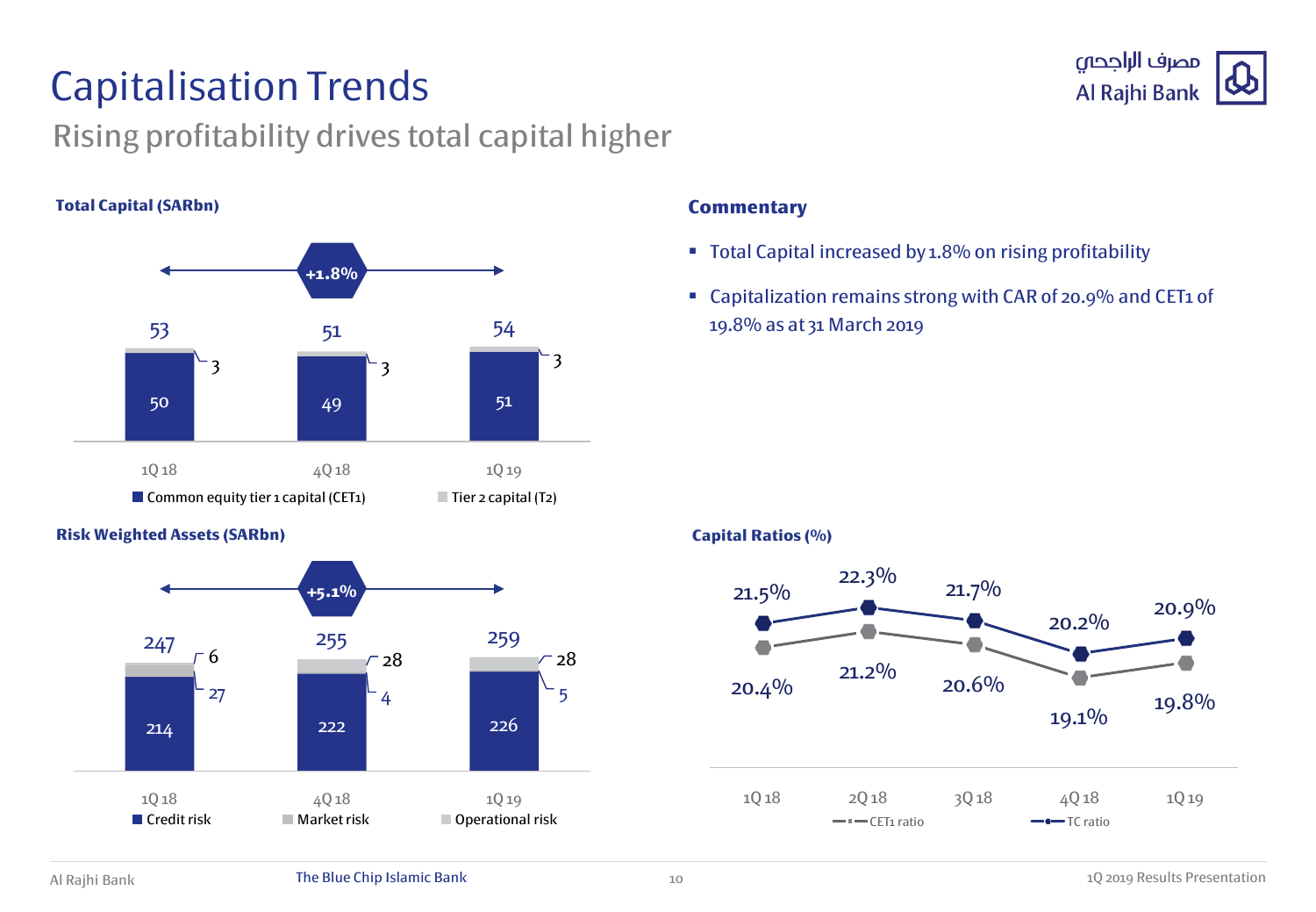# Capitalisation Trends

## Rising profitability drives total capital higher

### Total Capital (SARbn)

+1.8%

| | 1Q 18 | 4Q 18 | 1Q 19 |
|---|---|---|---|
| Common equity tier 1 capital (CET1) | 50 | 49 | 51 |
| Tier 2 capital (T2) | 3 | 3 | 3 |
| Total | 53 | 51 | 54 |

### Commentary

- Total Capital increased by 1.8% on rising profitability
- Capitalization remains strong with CAR of 20.9% and CET1 of 19.8% as at 31 March 2019

### Risk Weighted Assets (SARbn)

+5.1%

| | 1Q 18 | 4Q 18 | 1Q 19 |
|---|---|---|---|
| Credit risk | 214 | 222 | 226 |
| Market risk | 27 | 4 | 5 |
| Operational risk | 6 | 28 | 28 |
| Total | 247 | 255 | 259 |

### Capital Ratios (%)

| | 1Q 18 | 2Q 18 | 3Q 18 | 4Q 18 | 1Q 19 |
|---|---|---|---|---|---|
| TC ratio | 21.5% | 22.3% | 21.7% | 20.2% | 20.9% |
| CET1 ratio | 20.4% | 21.2% | 20.6% | 19.1% | 19.8% |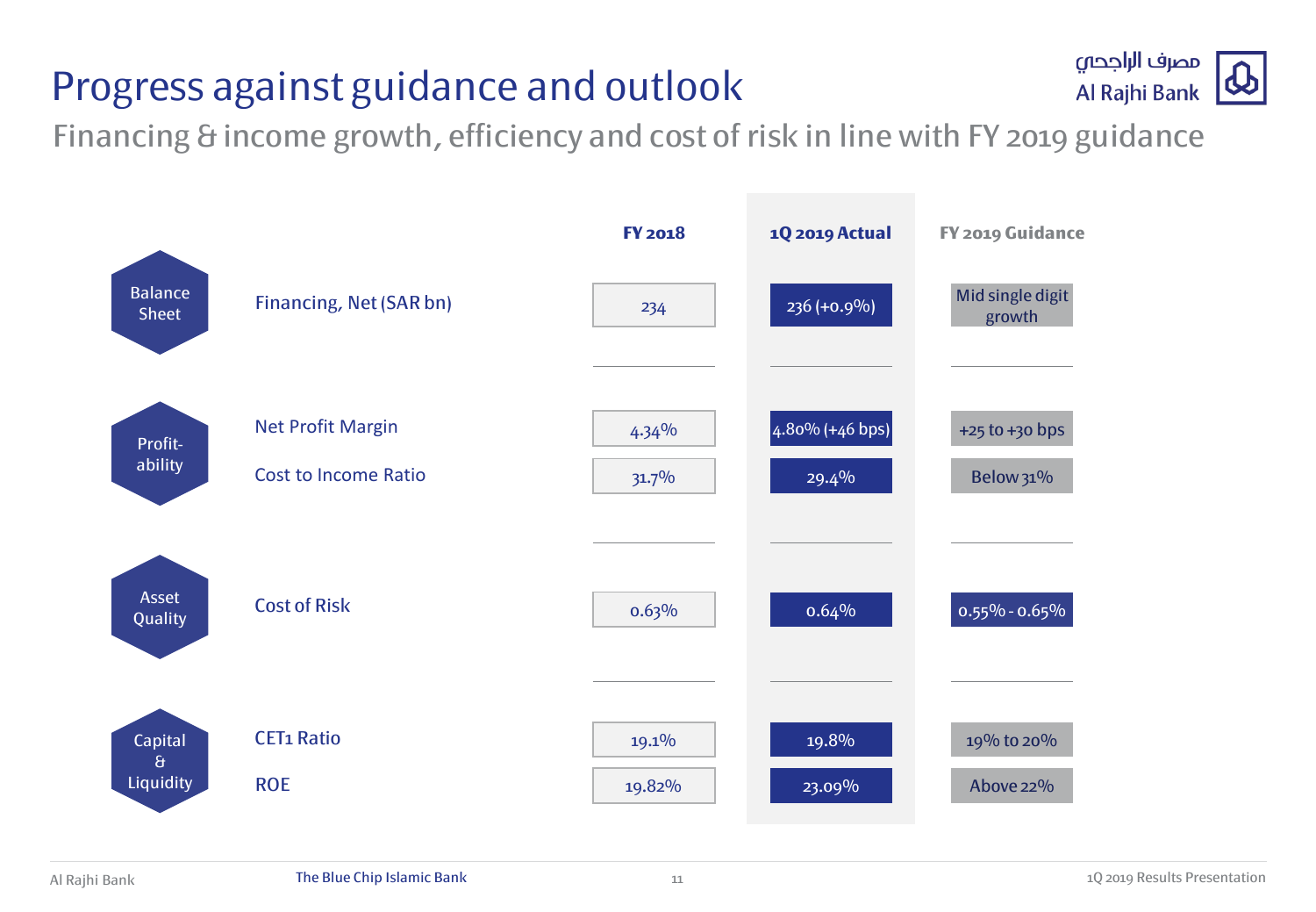# Progress against guidance and outlook

## Financing & income growth, efficiency and cost of risk in line with FY 2019 guidance

| | | FY 2018 | 1Q 2019 Actual | FY 2019 Guidance |
|---|---|---|---|---|
| Balance Sheet | Financing, Net (SAR bn) | 234 | 236 (+0.9%) | Mid single digit growth |
| Profit-ability | Net Profit Margin | 4.34% | 4.80% (+46 bps) | +25 to +30 bps |
| | Cost to Income Ratio | 31.7% | 29.4% | Below 31% |
| Asset Quality | Cost of Risk | 0.63% | 0.64% | 0.55% - 0.65% |
| Capital & Liquidity | CET1 Ratio | 19.1% | 19.8% | 19% to 20% |
| | ROE | 19.82% | 23.09% | Above 22% |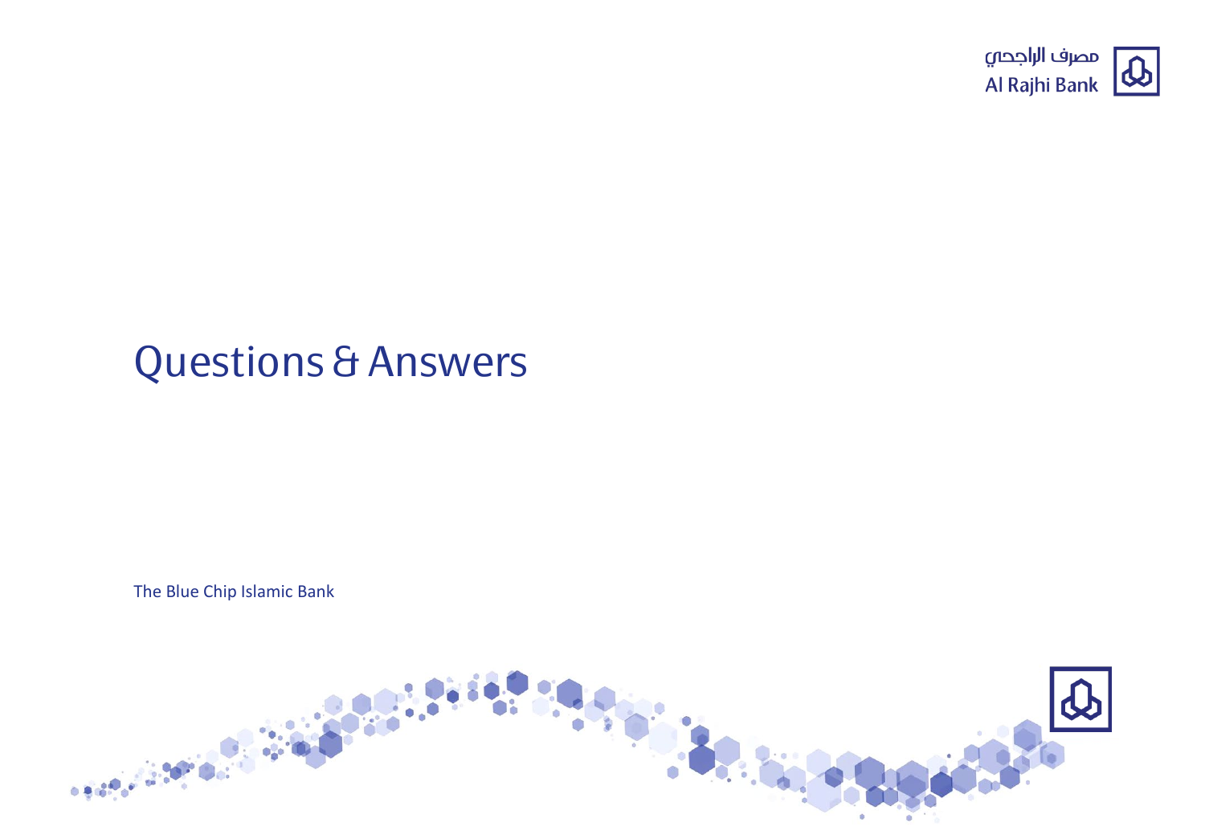# Questions & Answers

The Blue Chip Islamic Bank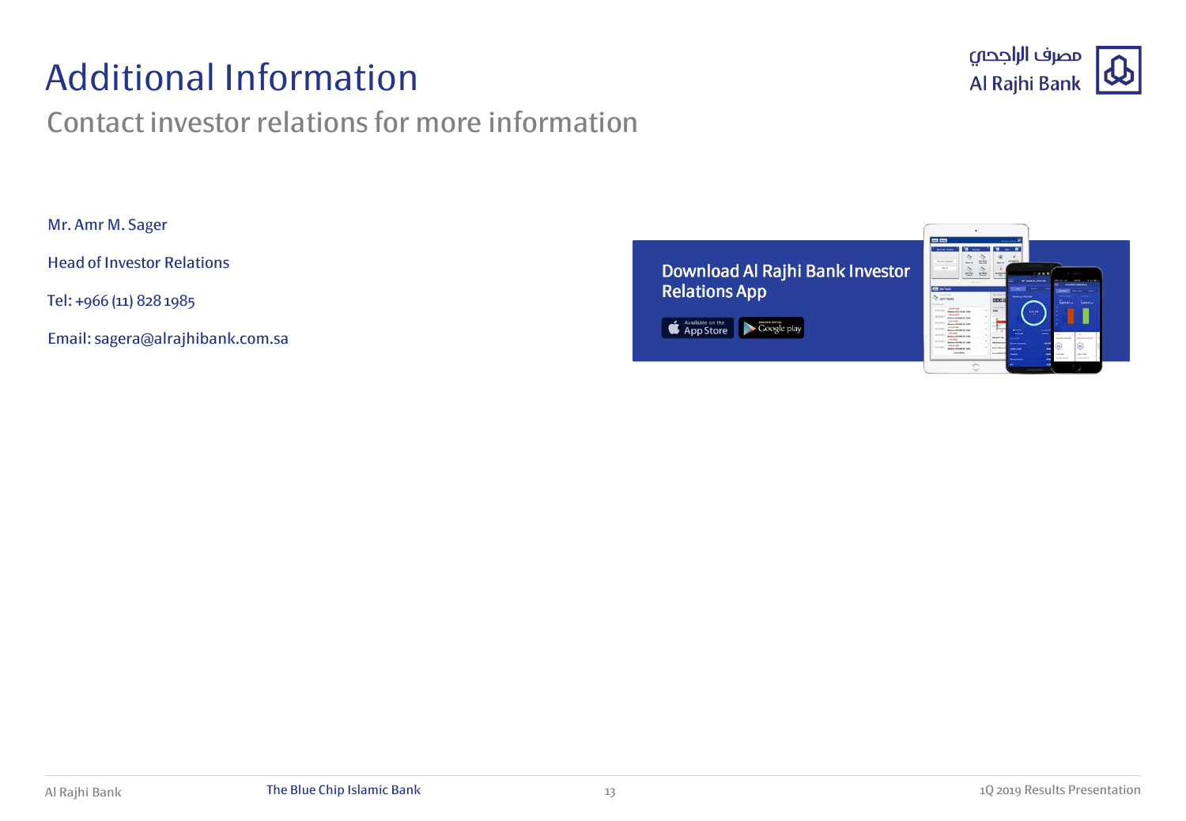# Additional Information

## Contact investor relations for more information

Mr. Amr M. Sager

Head of Investor Relations

Tel: +966 (11) 828 1985

Email: sagera@alrajhibank.com.sa

**Download Al Rajhi Bank Investor Relations App**

Available on the App Store | Android app on Google play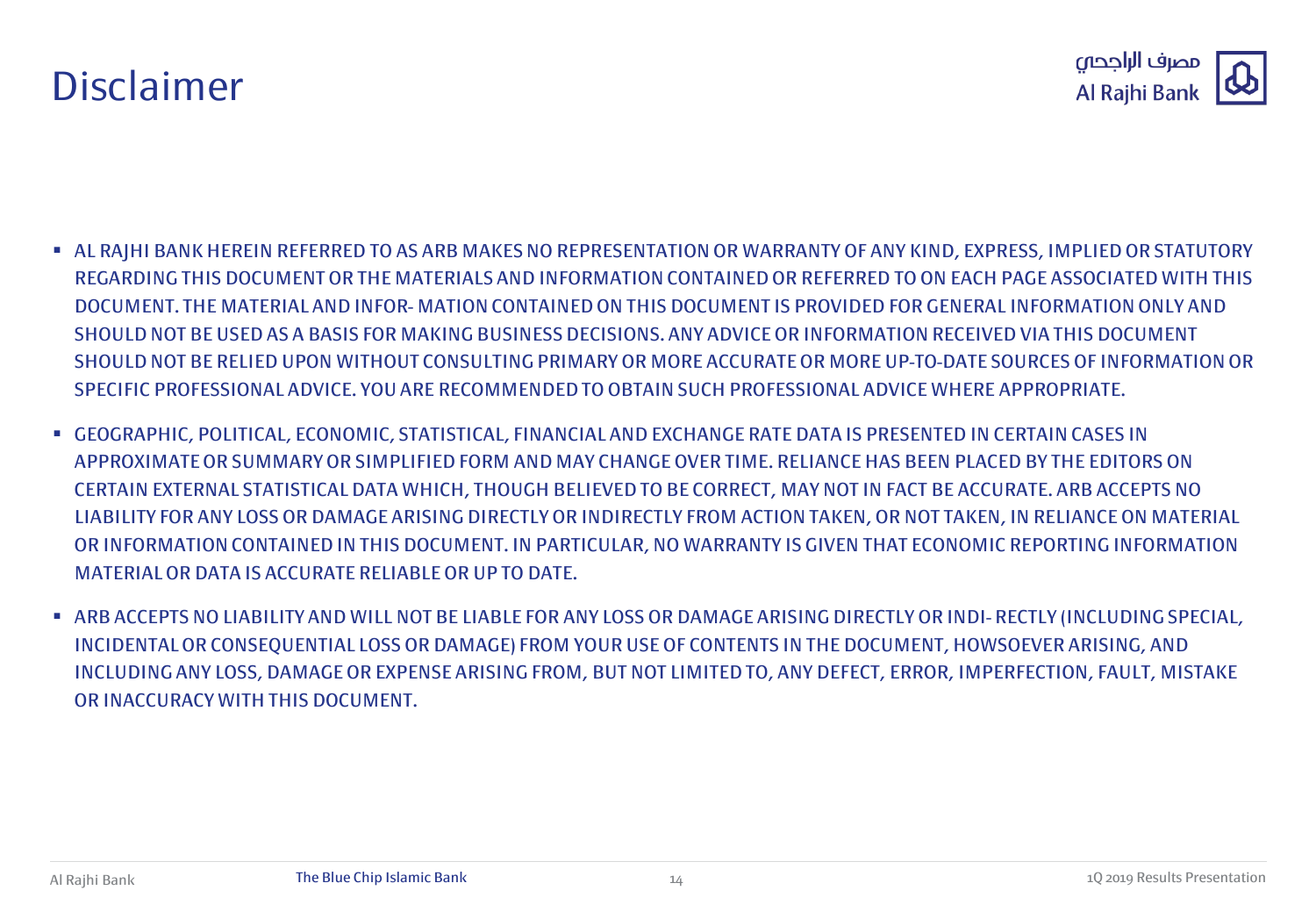# Disclaimer

- AL RAJHI BANK HEREIN REFERRED TO AS ARB MAKES NO REPRESENTATION OR WARRANTY OF ANY KIND, EXPRESS, IMPLIED OR STATUTORY REGARDING THIS DOCUMENT OR THE MATERIALS AND INFORMATION CONTAINED OR REFERRED TO ON EACH PAGE ASSOCIATED WITH THIS DOCUMENT. THE MATERIAL AND INFOR- MATION CONTAINED ON THIS DOCUMENT IS PROVIDED FOR GENERAL INFORMATION ONLY AND SHOULD NOT BE USED AS A BASIS FOR MAKING BUSINESS DECISIONS. ANY ADVICE OR INFORMATION RECEIVED VIA THIS DOCUMENT SHOULD NOT BE RELIED UPON WITHOUT CONSULTING PRIMARY OR MORE ACCURATE OR MORE UP-TO-DATE SOURCES OF INFORMATION OR SPECIFIC PROFESSIONAL ADVICE. YOU ARE RECOMMENDED TO OBTAIN SUCH PROFESSIONAL ADVICE WHERE APPROPRIATE.
- GEOGRAPHIC, POLITICAL, ECONOMIC, STATISTICAL, FINANCIAL AND EXCHANGE RATE DATA IS PRESENTED IN CERTAIN CASES IN APPROXIMATE OR SUMMARY OR SIMPLIFIED FORM AND MAY CHANGE OVER TIME. RELIANCE HAS BEEN PLACED BY THE EDITORS ON CERTAIN EXTERNAL STATISTICAL DATA WHICH, THOUGH BELIEVED TO BE CORRECT, MAY NOT IN FACT BE ACCURATE. ARB ACCEPTS NO LIABILITY FOR ANY LOSS OR DAMAGE ARISING DIRECTLY OR INDIRECTLY FROM ACTION TAKEN, OR NOT TAKEN, IN RELIANCE ON MATERIAL OR INFORMATION CONTAINED IN THIS DOCUMENT. IN PARTICULAR, NO WARRANTY IS GIVEN THAT ECONOMIC REPORTING INFORMATION MATERIAL OR DATA IS ACCURATE RELIABLE OR UP TO DATE.
- ARB ACCEPTS NO LIABILITY AND WILL NOT BE LIABLE FOR ANY LOSS OR DAMAGE ARISING DIRECTLY OR INDI- RECTLY (INCLUDING SPECIAL, INCIDENTAL OR CONSEQUENTIAL LOSS OR DAMAGE) FROM YOUR USE OF CONTENTS IN THE DOCUMENT, HOWSOEVER ARISING, AND INCLUDING ANY LOSS, DAMAGE OR EXPENSE ARISING FROM, BUT NOT LIMITED TO, ANY DEFECT, ERROR, IMPERFECTION, FAULT, MISTAKE OR INACCURACY WITH THIS DOCUMENT.